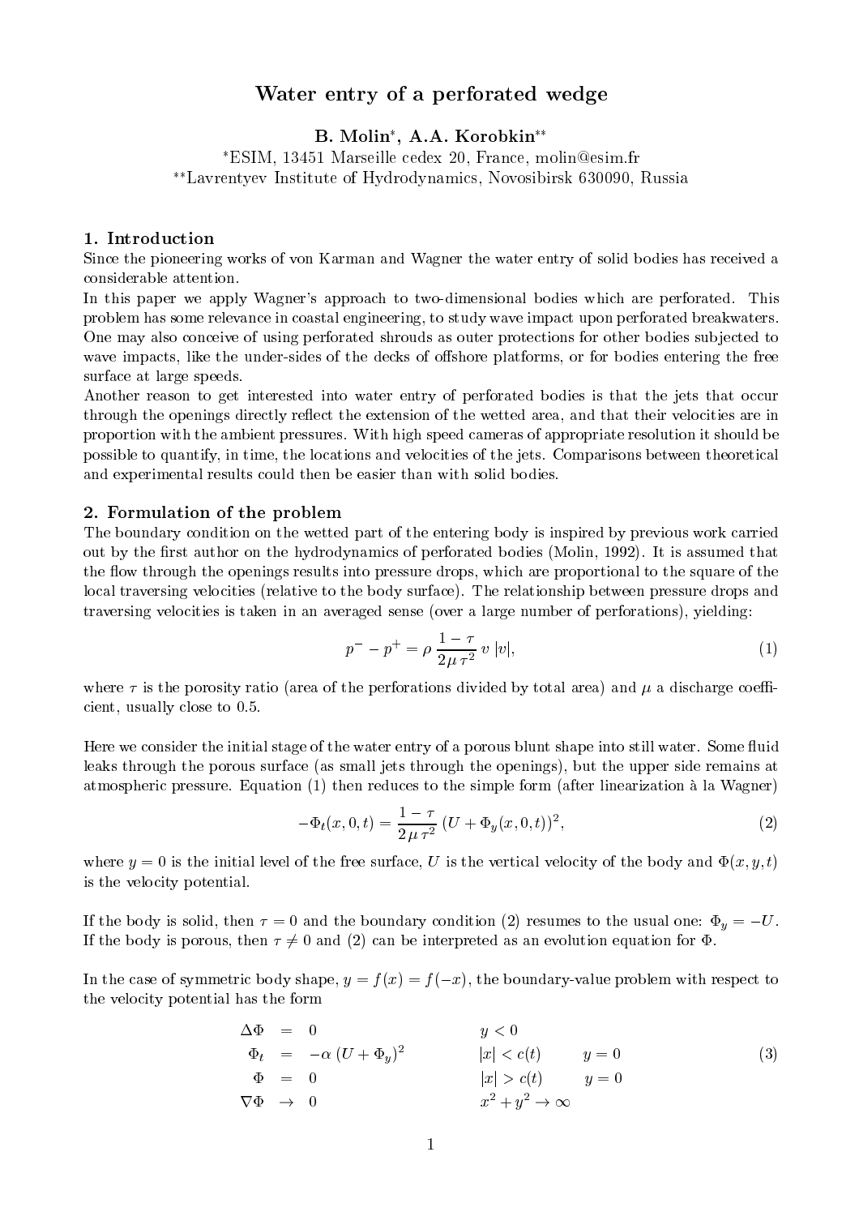# Water entry of a perforated wedge

**B. Molin[*], A.A. Korobkin[**]**

[*]ESIM, 13451 Marseille cedex 20, France, molin@esim.fr
[**]Lavrentyev Institute of Hydrodynamics, Novosibirsk 630090, Russia

## 1. Introduction

Since the pioneering works of von Karman and Wagner the water entry of solid bodies has received a considerable attention.

In this paper we apply Wagner's approach to two-dimensional bodies which are perforated. This problem has some relevance in coastal engineering, to study wave impact upon perforated breakwaters. One may also conceive of using perforated shrouds as outer protections for other bodies subjected to wave impacts, like the under-sides of the decks of offshore platforms, or for bodies entering the free surface at large speeds.

Another reason to get interested into water entry of perforated bodies is that the jets that occur through the openings directly reflect the extension of the wetted area, and that their velocities are in proportion with the ambient pressures. With high speed cameras of appropriate resolution it should be possible to quantify, in time, the locations and velocities of the jets. Comparisons between theoretical and experimental results could then be easier than with solid bodies.

## 2. Formulation of the problem

The boundary condition on the wetted part of the entering body is inspired by previous work carried out by the first author on the hydrodynamics of perforated bodies (Molin, 1992). It is assumed that the flow through the openings results into pressure drops, which are proportional to the square of the local traversing velocities (relative to the body surface). The relationship between pressure drops and traversing velocities is taken in an averaged sense (over a large number of perforations), yielding:

$$p^- - p^+ = \rho \, \frac{1-\tau}{2\mu\,\tau^2} \, v\,|v|, \tag{1}$$

where $\tau$ is the porosity ratio (area of the perforations divided by total area) and $\mu$ a discharge coefficient, usually close to 0.5.

Here we consider the initial stage of the water entry of a porous blunt shape into still water. Some fluid leaks through the porous surface (as small jets through the openings), but the upper side remains at atmospheric pressure. Equation (1) then reduces to the simple form (after linearization à la Wagner)

$$-\Phi_t(x,0,t) = \frac{1-\tau}{2\mu\,\tau^2} \, (U + \Phi_y(x,0,t))^2, \tag{2}$$

where $y = 0$ is the initial level of the free surface, $U$ is the vertical velocity of the body and $\Phi(x,y,t)$ is the velocity potential.

If the body is solid, then $\tau = 0$ and the boundary condition (2) resumes to the usual one: $\Phi_y = -U$. If the body is porous, then $\tau \neq 0$ and (2) can be interpreted as an evolution equation for $\Phi$.

In the case of symmetric body shape, $y = f(x) = f(-x)$, the boundary-value problem with respect to the velocity potential has the form

$$\begin{array}{rcllll}
\Delta\Phi & = & 0 & & y < 0 & \\
\Phi_t & = & -\alpha\,(U + \Phi_y)^2 & & |x| < c(t) & y = 0 \\
\Phi & = & 0 & & |x| > c(t) & y = 0 \\
\nabla\Phi & \to & 0 & & x^2 + y^2 \to \infty &
\end{array} \tag{3}$$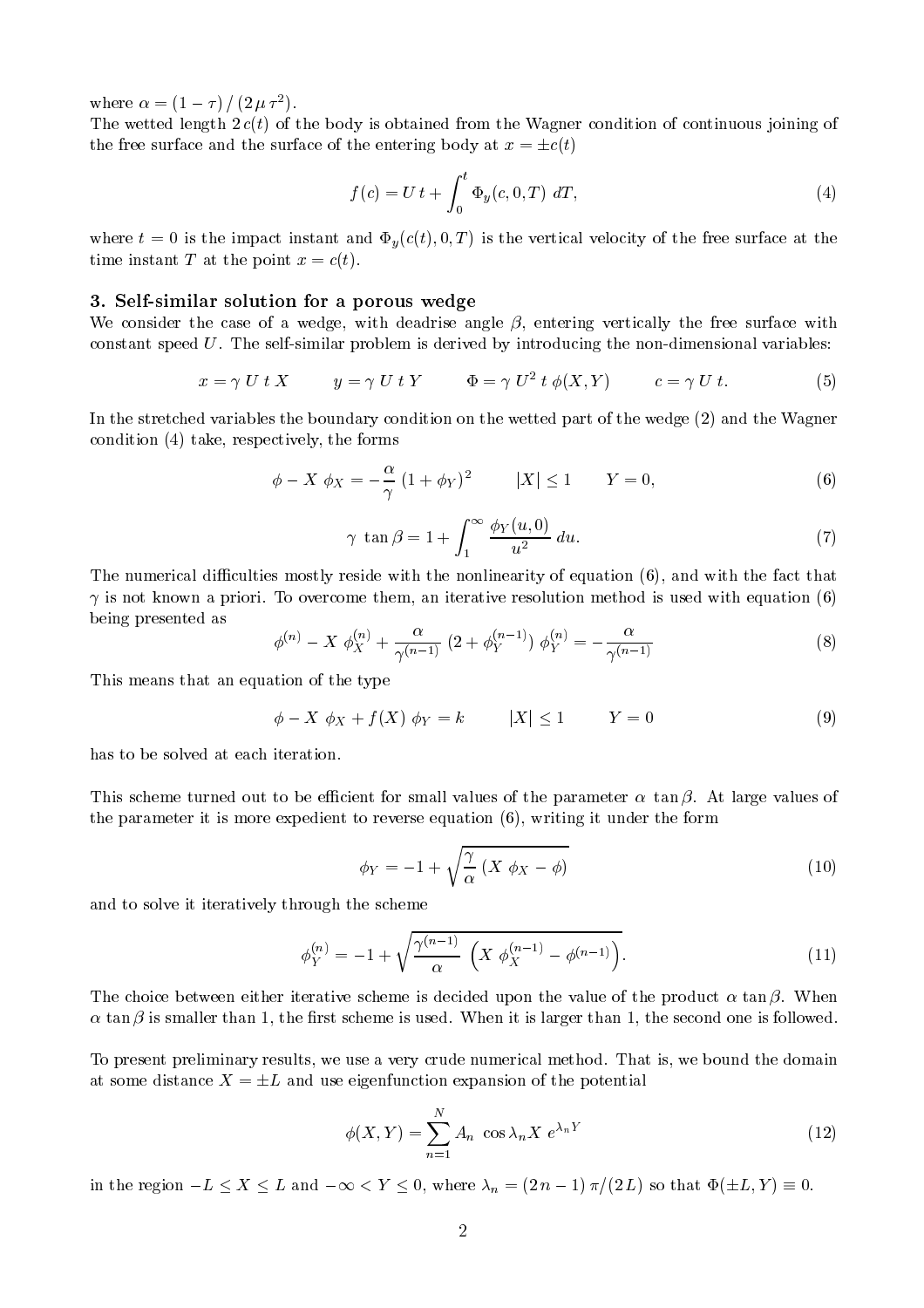where $\alpha = (1-\tau)\,/\,(2\,\mu\,\tau^2)$.

The wetted length $2\,c(t)$ of the body is obtained from the Wagner condition of continuous joining of the free surface and the surface of the entering body at $x = \pm c(t)$

$$f(c) = U\,t + \int_0^t \Phi_y(c,0,T)\;dT, \tag{4}$$

where $t=0$ is the impact instant and $\Phi_y(c(t),0,T)$ is the vertical velocity of the free surface at the time instant $T$ at the point $x = c(t)$.

### 3. Self-similar solution for a porous wedge

We consider the case of a wedge, with deadrise angle $\beta$, entering vertically the free surface with constant speed $U$. The self-similar problem is derived by introducing the non-dimensional variables:

$$x = \gamma\;U\;t\;X \qquad y = \gamma\;U\;t\;Y \qquad \Phi = \gamma\;U^2\;t\;\phi(X,Y) \qquad c = \gamma\;U\;t. \tag{5}$$

In the stretched variables the boundary condition on the wetted part of the wedge (2) and the Wagner condition (4) take, respectively, the forms

$$\phi - X\;\phi_X = -\frac{\alpha}{\gamma}\;(1+\phi_Y)^2 \qquad |X| \le 1 \qquad Y = 0, \tag{6}$$

$$\gamma\;\tan\beta = 1 + \int_1^{\infty} \frac{\phi_Y(u,0)}{u^2}\;du. \tag{7}$$

The numerical difficulties mostly reside with the nonlinearity of equation (6), and with the fact that $\gamma$ is not known a priori. To overcome them, an iterative resolution method is used with equation (6) being presented as

$$\phi^{(n)} - X\;\phi_X^{(n)} + \frac{\alpha}{\gamma^{(n-1)}}\;(2+\phi_Y^{(n-1)})\;\phi_Y^{(n)} = -\frac{\alpha}{\gamma^{(n-1)}} \tag{8}$$

This means that an equation of the type

$$\phi - X\;\phi_X + f(X)\;\phi_Y = k \qquad |X| \le 1 \qquad Y = 0 \tag{9}$$

has to be solved at each iteration.

This scheme turned out to be efficient for small values of the parameter $\alpha\;\tan\beta$. At large values of the parameter it is more expedient to reverse equation (6), writing it under the form

$$\phi_Y = -1 + \sqrt{\frac{\gamma}{\alpha}\;(X\;\phi_X - \phi)} \tag{10}$$

and to solve it iteratively through the scheme

$$\phi_Y^{(n)} = -1 + \sqrt{\frac{\gamma^{(n-1)}}{\alpha}\;\left(X\;\phi_X^{(n-1)} - \phi^{(n-1)}\right)}. \tag{11}$$

The choice between either iterative scheme is decided upon the value of the product $\alpha\,\tan\beta$. When $\alpha\,\tan\beta$ is smaller than 1, the first scheme is used. When it is larger than 1, the second one is followed.

To present preliminary results, we use a very crude numerical method. That is, we bound the domain at some distance $X = \pm L$ and use eigenfunction expansion of the potential

$$\phi(X,Y) = \sum_{n=1}^{N} A_n\;\cos\lambda_n X\;e^{\lambda_n Y} \tag{12}$$

in the region $-L \le X \le L$ and $-\infty < Y \le 0$, where $\lambda_n = (2\,n-1)\,\pi/(2\,L)$ so that $\Phi(\pm L, Y) \equiv 0$.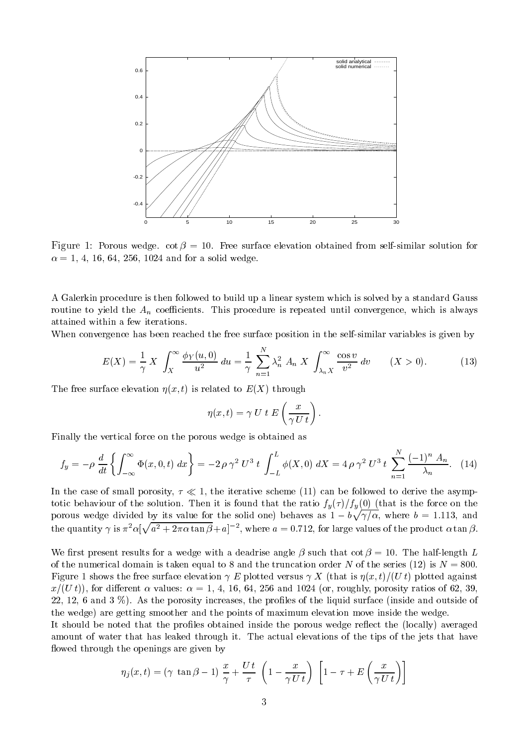Figure 1: Porous wedge. $\cot\beta = 10$. Free surface elevation obtained from self-similar solution for $\alpha = 1, 4, 16, 64, 256, 1024$ and for a solid wedge.

A Galerkin procedure is then followed to build up a linear system which is solved by a standard Gauss routine to yield the $A_n$ coefficients. This procedure is repeated until convergence, which is always attained within a few iterations.

When convergence has been reached the free surface position in the self-similar variables is given by

$$E(X) = \frac{1}{\gamma}\, X \int_X^\infty \frac{\phi_Y(u,0)}{u^2}\, du = \frac{1}{\gamma} \sum_{n=1}^{N} \lambda_n^2\, A_n\, X \int_{\lambda_n X}^\infty \frac{\cos v}{v^2}\, dv \qquad (X > 0). \tag{13}$$

The free surface elevation $\eta(x,t)$ is related to $E(X)$ through

$$\eta(x,t) = \gamma\, U\, t\, E\left(\frac{x}{\gamma\, U\, t}\right).$$

Finally the vertical force on the porous wedge is obtained as

$$f_y = -\rho\, \frac{d}{dt}\left\{\int_{-\infty}^{\infty} \Phi(x,0,t)\, dx\right\} = -2\,\rho\,\gamma^2\, U^3\, t \int_{-L}^{L} \phi(X,0)\, dX = 4\,\rho\,\gamma^2\, U^3\, t \sum_{n=1}^{N} \frac{(-1)^n\, A_n}{\lambda_n}. \tag{14}$$

In the case of small porosity, $\tau \ll 1$, the iterative scheme (11) can be followed to derive the asymptotic behaviour of the solution. Then it is found that the ratio $f_y(\tau)/f_y(0)$ (that is the force on the porous wedge divided by its value for the solid one) behaves as $1 - b\sqrt{\gamma/\alpha}$, where $b = 1.113$, and the quantity $\gamma$ is $\pi^2\alpha[\sqrt{a^2 + 2\pi\alpha\tan\beta} + a]^{-2}$, where $a = 0.712$, for large values of the product $\alpha\tan\beta$.

We first present results for a wedge with a deadrise angle $\beta$ such that $\cot\beta = 10$. The half-length $L$ of the numerical domain is taken equal to 8 and the truncation order $N$ of the series (12) is $N = 800$. Figure 1 shows the free surface elevation $\gamma\, E$ plotted versus $\gamma\, X$ (that is $\eta(x,t)/(U\,t)$ plotted against $x/(U\,t)$), for different $\alpha$ values: $\alpha = 1, 4, 16, 64, 256$ and $1024$ (or, roughly, porosity ratios of 62, 39, 22, 12, 6 and 3 %). As the porosity increases, the profiles of the liquid surface (inside and outside of the wedge) are getting smoother and the points of maximum elevation move inside the wedge.

It should be noted that the profiles obtained inside the porous wedge reflect the (locally) averaged amount of water that has leaked through it. The actual elevations of the tips of the jets that have flowed through the openings are given by

$$\eta_j(x,t) = (\gamma\,\tan\beta - 1)\,\frac{x}{\gamma} + \frac{U\,t}{\tau}\left(1 - \frac{x}{\gamma\,U\,t}\right)\left[1 - \tau + E\left(\frac{x}{\gamma\,U\,t}\right)\right]$$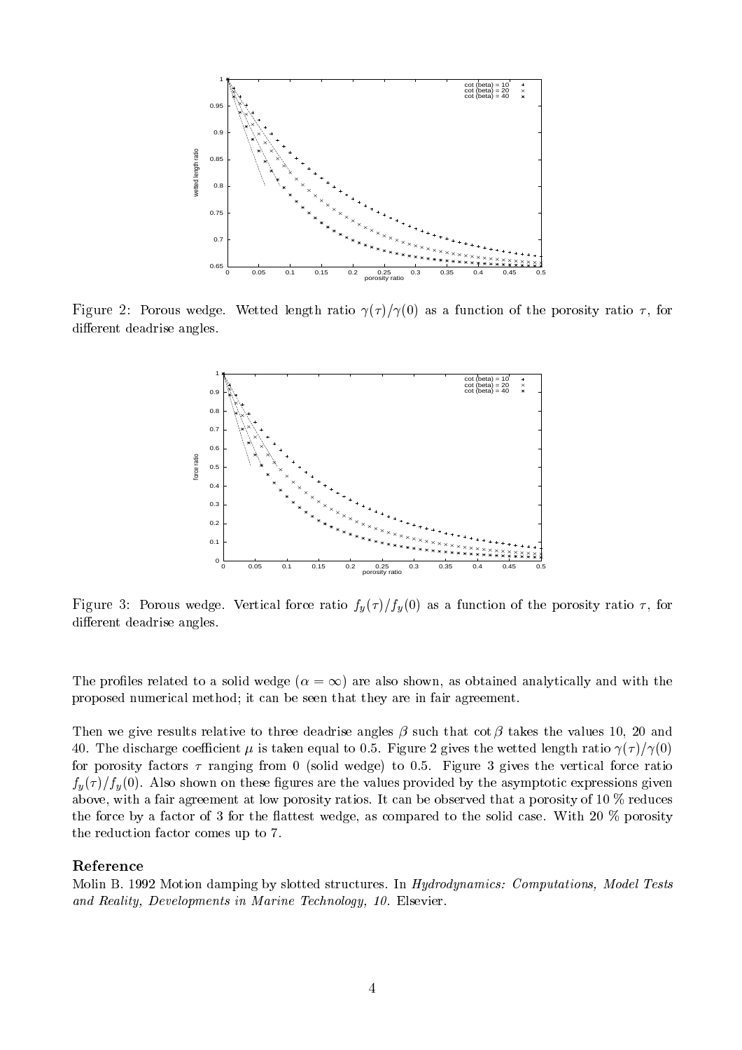1
0.95
0.9
0.85
0.8
0.75
0.7
0.65

wetted length ratio

0 0.05 0.1 0.15 0.2 0.25 0.3 0.35 0.4 0.45 0.5

porosity ratio

cot (beta) = 10
cot (beta) = 20
cot (beta) = 40

Figure 2: Porous wedge. Wetted length ratio $\gamma(\tau)/\gamma(0)$ as a function of the porosity ratio $\tau$, for different deadrise angles.

1
0.9
0.8
0.7
0.6
0.5
0.4
0.3
0.2
0.1
0

force ratio

0 0.05 0.1 0.15 0.2 0.25 0.3 0.35 0.4 0.45 0.5

porosity ratio

cot (beta) = 10
cot (beta) = 20
cot (beta) = 40

Figure 3: Porous wedge. Vertical force ratio $f_y(\tau)/f_y(0)$ as a function of the porosity ratio $\tau$, for different deadrise angles.

The profiles related to a solid wedge ($\alpha = \infty$) are also shown, as obtained analytically and with the proposed numerical method; it can be seen that they are in fair agreement.

Then we give results relative to three deadrise angles $\beta$ such that $\cot\beta$ takes the values 10, 20 and 40. The discharge coefficient $\mu$ is taken equal to 0.5. Figure 2 gives the wetted length ratio $\gamma(\tau)/\gamma(0)$ for porosity factors $\tau$ ranging from 0 (solid wedge) to 0.5. Figure 3 gives the vertical force ratio $f_y(\tau)/f_y(0)$. Also shown on these figures are the values provided by the asymptotic expressions given above, with a fair agreement at low porosity ratios. It can be observed that a porosity of 10 % reduces the force by a factor of 3 for the flattest wedge, as compared to the solid case. With 20 % porosity the reduction factor comes up to 7.

## Reference

Molin B. 1992 Motion damping by slotted structures. In *Hydrodynamics: Computations, Model Tests and Reality, Developments in Marine Technology, 10*. Elsevier.